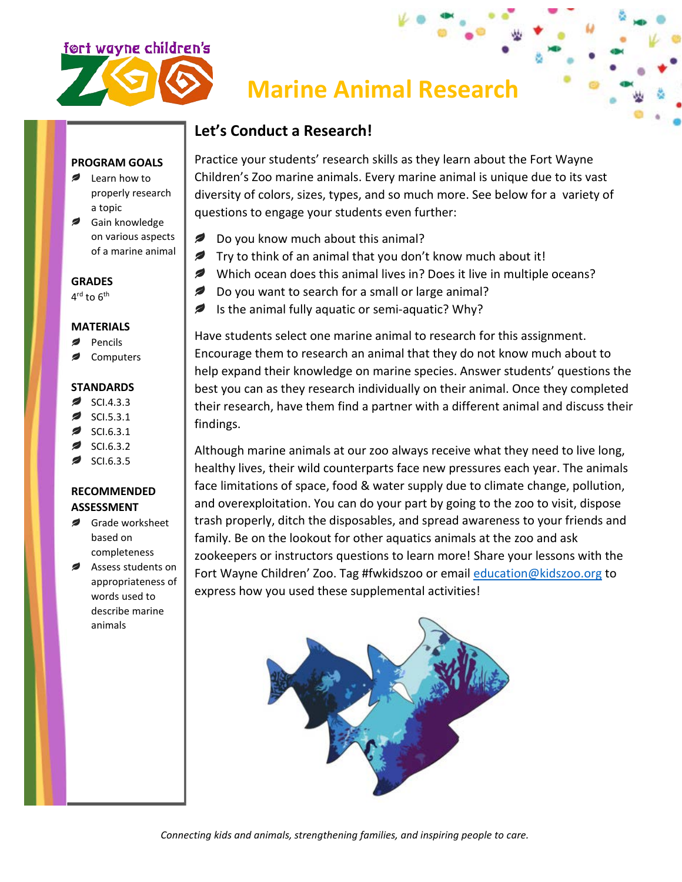# Marine Animal Research

### PROGRAM GOALS

- Learn how to properly research a topic
- Gain knowledge on various aspects of a marine animal

### GRADES

4th to 6th

### MATERIALS

- Pencils
- Computers

### STANDARDS

- SCI.4.3.3
- SCI.5.3.1
- SCI.6.3.1
- SCI.6.3.2
- SCI.6.3.5

### RECOMMENDED ASSESSMENT

- Grade worksheet based on completeness
- Assess students on appropriateness of words used to describe marine animals

## Let's Conduct a Research!

Practice your students' research skills as they learn about the Fort Wayne Children's Zoo marine animals. Every marine animal is unique due to its vast diversity of colors, sizes, types, and so much more. See below for a variety of questions to engage your students even further:

- Do you know much about this animal?
- Try to think of an animal that you don't know much about it!
- Which ocean does this animal lives in? Does it live in multiple oceans?
- Do you want to search for a small or large animal?
- Is the animal fully aquatic or semi-aquatic? Why?

Have students select one marine animal to research for this assignment. Encourage them to research an animal that they do not know much about to help expand their knowledge on marine species. Answer students' questions the best you can as they research individually on their animal. Once they completed their research, have them find a partner with a different animal and discuss their findings.

Although marine animals at our zoo always receive what they need to live long, healthy lives, their wild counterparts face new pressures each year. The animals face limitations of space, food & water supply due to climate change, pollution, and overexploitation. You can do your part by going to the zoo to visit, dispose trash properly, ditch the disposables, and spread awareness to your friends and family. Be on the lookout for other aquatics animals at the zoo and ask zookeepers or instructors questions to learn more! Share your lessons with the Fort Wayne Children' Zoo. Tag #fwkidszoo or email education@kidszoo.org to express how you used these supplemental activities!

*Connecting kids and animals, strengthening families, and inspiring people to care.*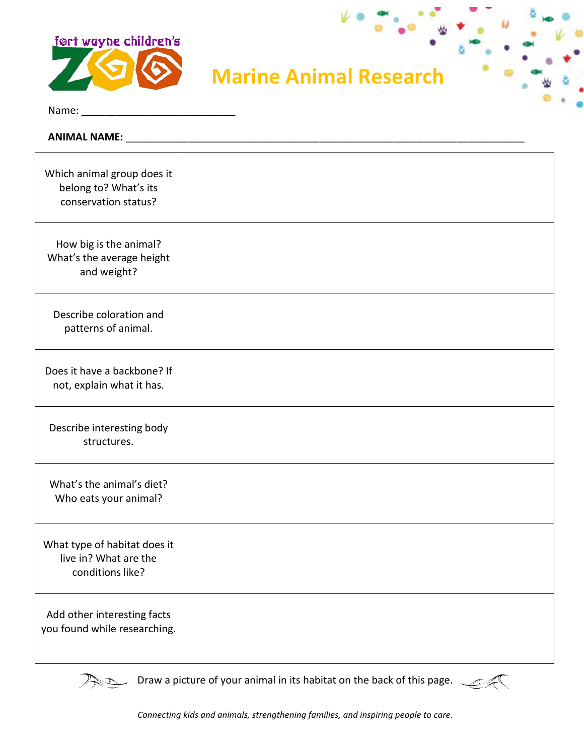fort wayne children's ZOO

# Marine Animal Research

Name: ___________________________

**ANIMAL NAME:** ___________________________________________________________________________

| | |
|---|---|
| Which animal group does it belong to? What's its conservation status? | |
| How big is the animal? What's the average height and weight? | |
| Describe coloration and patterns of animal. | |
| Does it have a backbone? If not, explain what it has. | |
| Describe interesting body structures. | |
| What's the animal's diet? Who eats your animal? | |
| What type of habitat does it live in? What are the conditions like? | |
| Add other interesting facts you found while researching. | |

Draw a picture of your animal in its habitat on the back of this page.

*Connecting kids and animals, strengthening families, and inspiring people to care.*